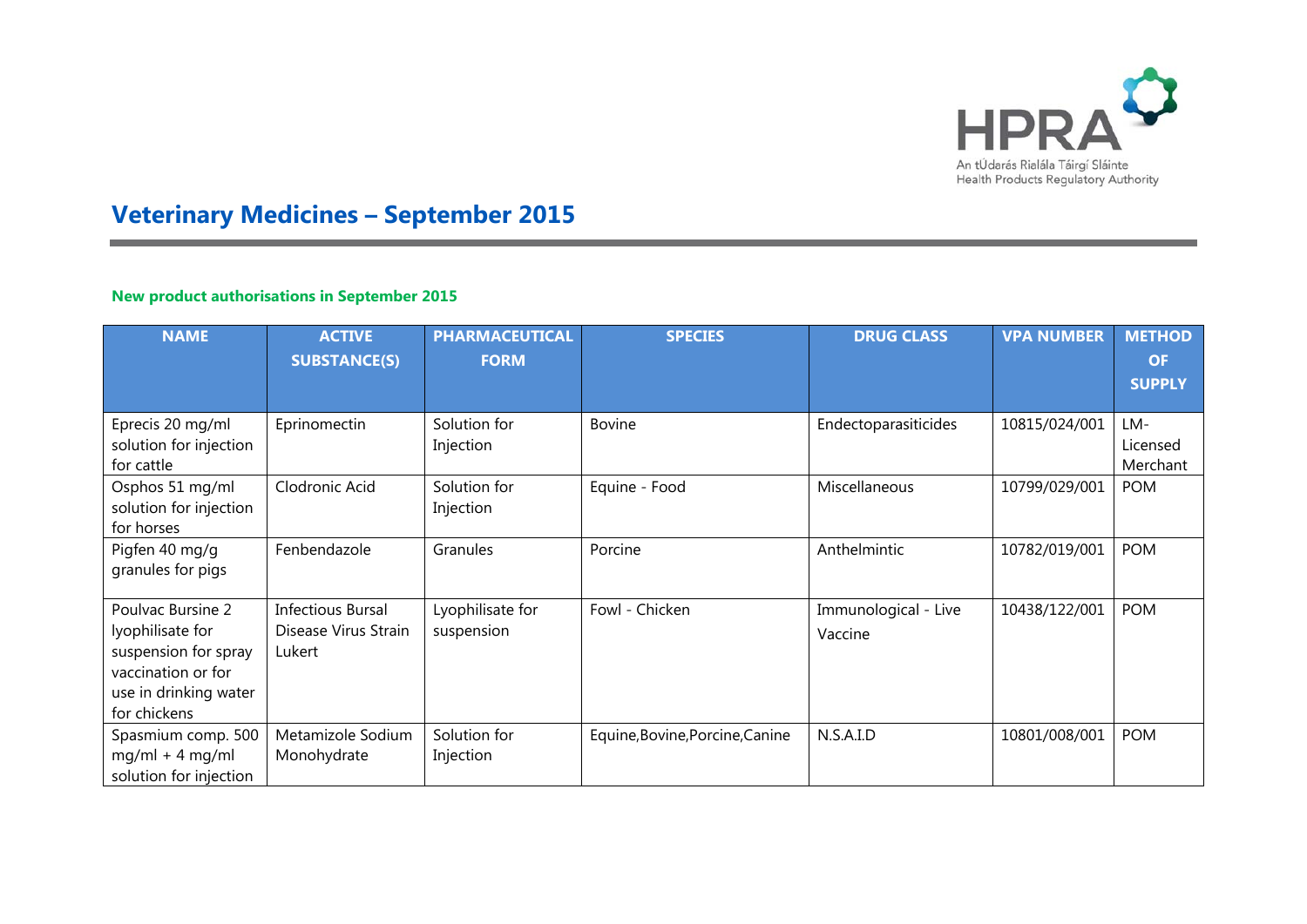# Veterinary Medicines – September 2015

### New product authorisations in September 2015

| NAME | ACTIVE SUBSTANCE(S) | PHARMACEUTICAL FORM | SPECIES | DRUG CLASS | VPA NUMBER | METHOD OF SUPPLY |
|---|---|---|---|---|---|---|
| Eprecis 20 mg/ml solution for injection for cattle | Eprinomectin | Solution for Injection | Bovine | Endectoparasiticides | 10815/024/001 | LM- Licensed Merchant |
| Osphos 51 mg/ml solution for injection for horses | Clodronic Acid | Solution for Injection | Equine - Food | Miscellaneous | 10799/029/001 | POM |
| Pigfen 40 mg/g granules for pigs | Fenbendazole | Granules | Porcine | Anthelmintic | 10782/019/001 | POM |
| Poulvac Bursine 2 lyophilisate for suspension for spray vaccination or for use in drinking water for chickens | Infectious Bursal Disease Virus Strain Lukert | Lyophilisate for suspension | Fowl - Chicken | Immunological - Live Vaccine | 10438/122/001 | POM |
| Spasmium comp. 500 mg/ml + 4 mg/ml solution for injection | Metamizole Sodium Monohydrate | Solution for Injection | Equine,Bovine,Porcine,Canine | N.S.A.I.D | 10801/008/001 | POM |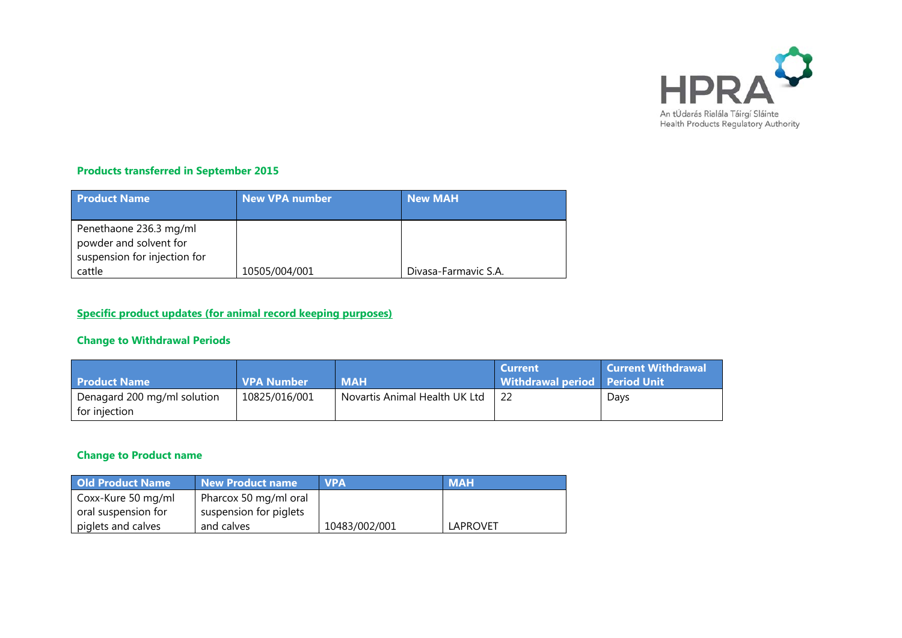## Products transferred in September 2015

| Product Name | New VPA number | New MAH |
| --- | --- | --- |
| Penethaone 236.3 mg/ml powder and solvent for suspension for injection for cattle | 10505/004/001 | Divasa-Farmavic S.A. |

## Specific product updates (for animal record keeping purposes)

### Change to Withdrawal Periods

| Product Name | VPA Number | MAH | Current Withdrawal period | Current Withdrawal Period Unit |
| --- | --- | --- | --- | --- |
| Denagard 200 mg/ml solution for injection | 10825/016/001 | Novartis Animal Health UK Ltd | 22 | Days |

### Change to Product name

| Old Product Name | New Product name | VPA | MAH |
| --- | --- | --- | --- |
| Coxx-Kure 50 mg/ml oral suspension for piglets and calves | Pharcox 50 mg/ml oral suspension for piglets and calves | 10483/002/001 | LAPROVET |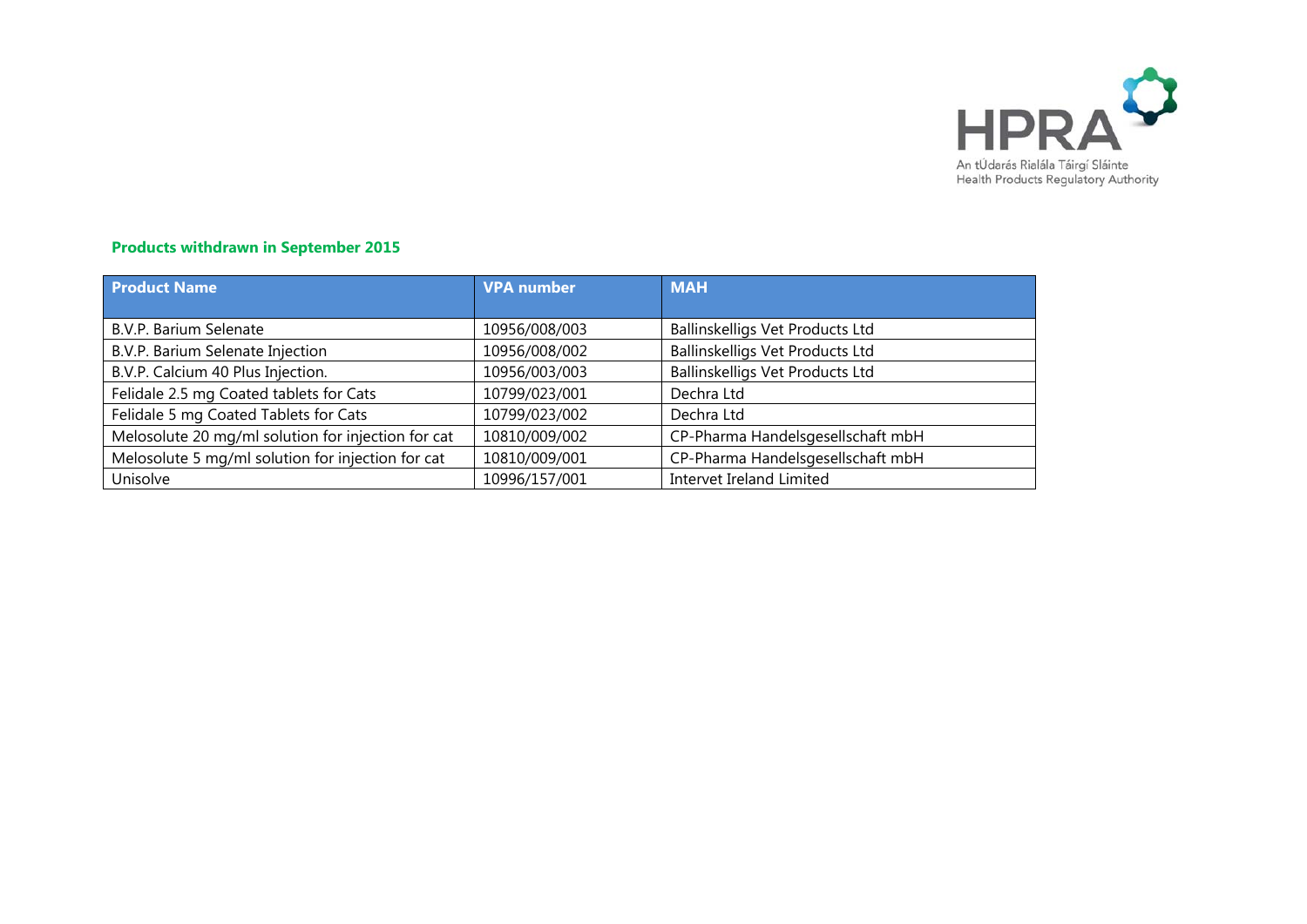## Products withdrawn in September 2015

| Product Name | VPA number | MAH |
|---|---|---|
| B.V.P. Barium Selenate | 10956/008/003 | Ballinskelligs Vet Products Ltd |
| B.V.P. Barium Selenate Injection | 10956/008/002 | Ballinskelligs Vet Products Ltd |
| B.V.P. Calcium 40 Plus Injection. | 10956/003/003 | Ballinskelligs Vet Products Ltd |
| Felidale 2.5 mg Coated tablets for Cats | 10799/023/001 | Dechra Ltd |
| Felidale 5 mg Coated Tablets for Cats | 10799/023/002 | Dechra Ltd |
| Melosolute 20 mg/ml solution for injection for cat | 10810/009/002 | CP-Pharma Handelsgesellschaft mbH |
| Melosolute 5 mg/ml solution for injection for cat | 10810/009/001 | CP-Pharma Handelsgesellschaft mbH |
| Unisolve | 10996/157/001 | Intervet Ireland Limited |